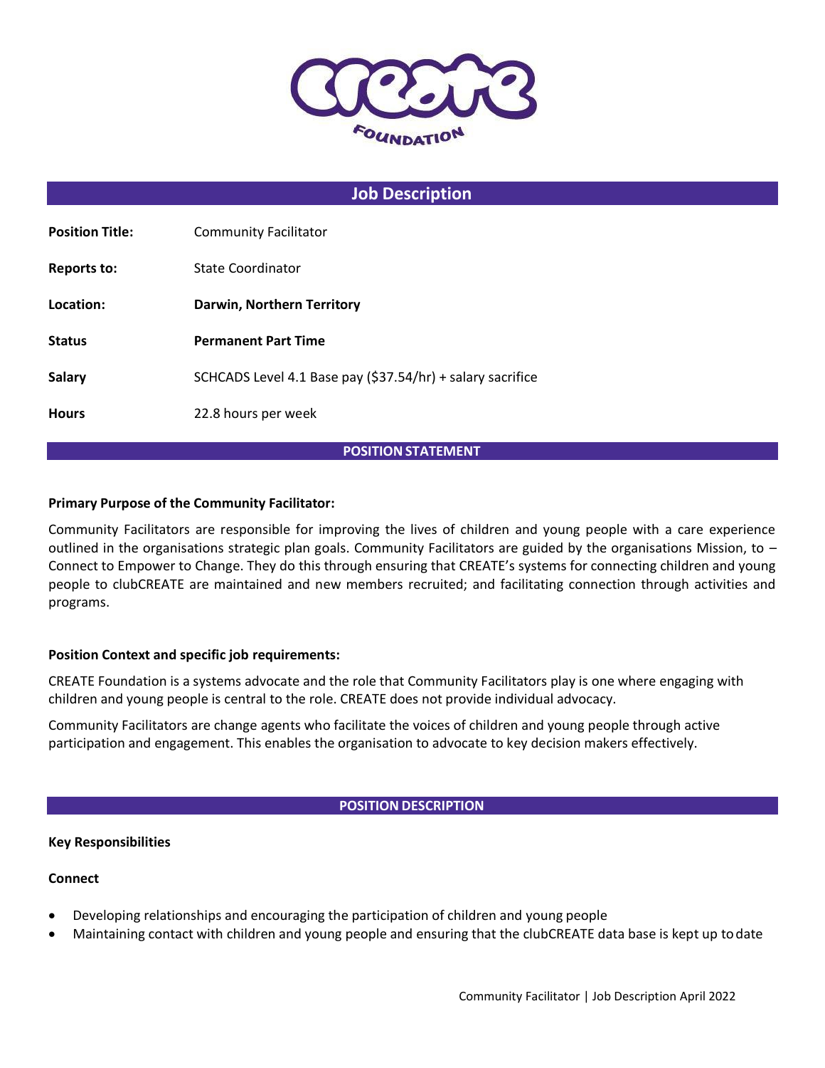# Job Description

| | |
|---|---|
| **Position Title:** | Community Facilitator |
| **Reports to:** | State Coordinator |
| **Location:** | **Darwin, Northern Territory** |
| **Status** | **Permanent Part Time** |
| **Salary** | SCHCADS Level 4.1 Base pay ($37.54/hr) + salary sacrifice |
| **Hours** | 22.8 hours per week |

## POSITION STATEMENT

**Primary Purpose of the Community Facilitator:**

Community Facilitators are responsible for improving the lives of children and young people with a care experience outlined in the organisations strategic plan goals. Community Facilitators are guided by the organisations Mission, to – Connect to Empower to Change. They do this through ensuring that CREATE's systems for connecting children and young people to clubCREATE are maintained and new members recruited; and facilitating connection through activities and programs.

**Position Context and specific job requirements:**

CREATE Foundation is a systems advocate and the role that Community Facilitators play is one where engaging with children and young people is central to the role. CREATE does not provide individual advocacy.

Community Facilitators are change agents who facilitate the voices of children and young people through active participation and engagement. This enables the organisation to advocate to key decision makers effectively.

## POSITION DESCRIPTION

**Key Responsibilities**

**Connect**

- Developing relationships and encouraging the participation of children and young people
- Maintaining contact with children and young people and ensuring that the clubCREATE data base is kept up to date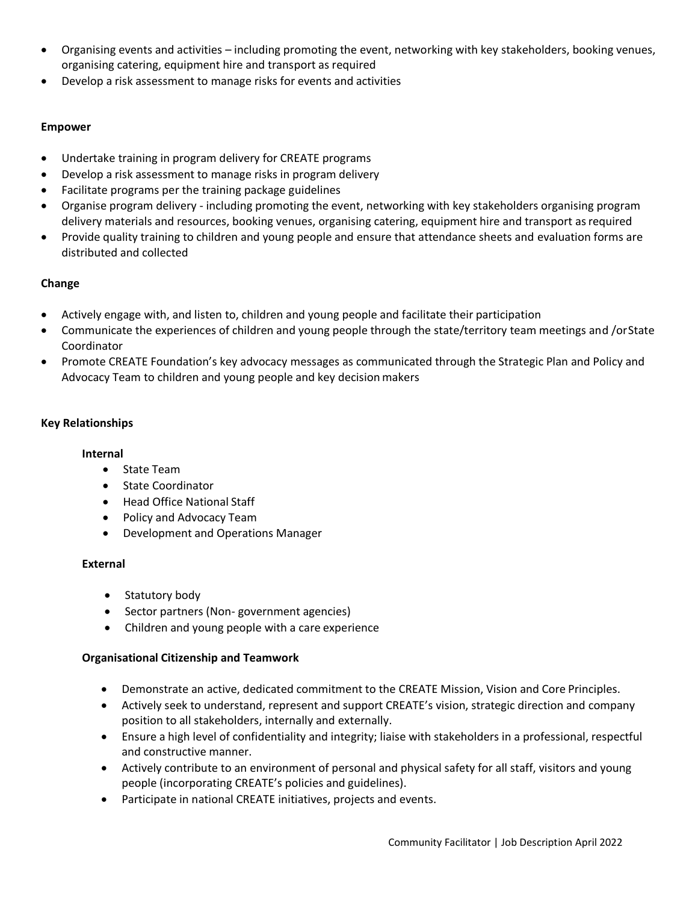- Organising events and activities – including promoting the event, networking with key stakeholders, booking venues, organising catering, equipment hire and transport as required
- Develop a risk assessment to manage risks for events and activities

**Empower**

- Undertake training in program delivery for CREATE programs
- Develop a risk assessment to manage risks in program delivery
- Facilitate programs per the training package guidelines
- Organise program delivery - including promoting the event, networking with key stakeholders organising program delivery materials and resources, booking venues, organising catering, equipment hire and transport as required
- Provide quality training to children and young people and ensure that attendance sheets and evaluation forms are distributed and collected

**Change**

- Actively engage with, and listen to, children and young people and facilitate their participation
- Communicate the experiences of children and young people through the state/territory team meetings and /or State Coordinator
- Promote CREATE Foundation's key advocacy messages as communicated through the Strategic Plan and Policy and Advocacy Team to children and young people and key decision makers

**Key Relationships**

**Internal**

- State Team
- State Coordinator
- Head Office National Staff
- Policy and Advocacy Team
- Development and Operations Manager

**External**

- Statutory body
- Sector partners (Non- government agencies)
- Children and young people with a care experience

**Organisational Citizenship and Teamwork**

- Demonstrate an active, dedicated commitment to the CREATE Mission, Vision and Core Principles.
- Actively seek to understand, represent and support CREATE's vision, strategic direction and company position to all stakeholders, internally and externally.
- Ensure a high level of confidentiality and integrity; liaise with stakeholders in a professional, respectful and constructive manner.
- Actively contribute to an environment of personal and physical safety for all staff, visitors and young people (incorporating CREATE's policies and guidelines).
- Participate in national CREATE initiatives, projects and events.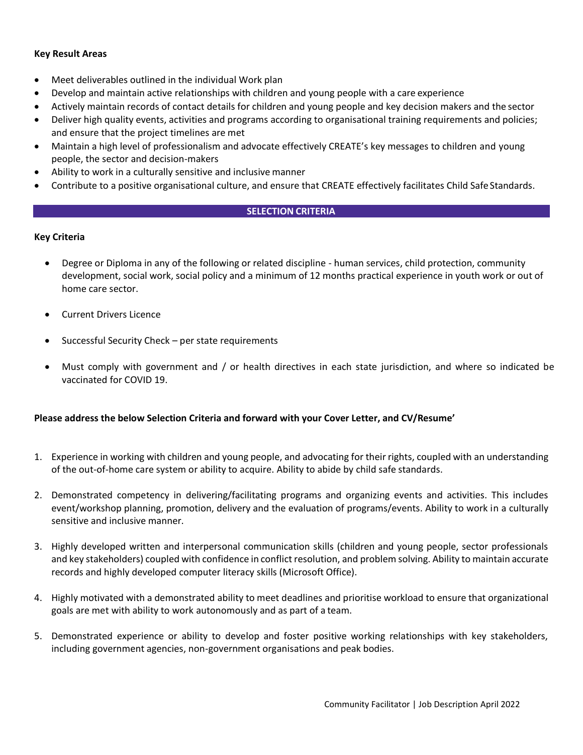**Key Result Areas**

- Meet deliverables outlined in the individual Work plan
- Develop and maintain active relationships with children and young people with a care experience
- Actively maintain records of contact details for children and young people and key decision makers and the sector
- Deliver high quality events, activities and programs according to organisational training requirements and policies; and ensure that the project timelines are met
- Maintain a high level of professionalism and advocate effectively CREATE's key messages to children and young people, the sector and decision-makers
- Ability to work in a culturally sensitive and inclusive manner
- Contribute to a positive organisational culture, and ensure that CREATE effectively facilitates Child Safe Standards.

## SELECTION CRITERIA

**Key Criteria**

- Degree or Diploma in any of the following or related discipline - human services, child protection, community development, social work, social policy and a minimum of 12 months practical experience in youth work or out of home care sector.
- Current Drivers Licence
- Successful Security Check – per state requirements
- Must comply with government and / or health directives in each state jurisdiction, and where so indicated be vaccinated for COVID 19.

**Please address the below Selection Criteria and forward with your Cover Letter, and CV/Resume'**

1. Experience in working with children and young people, and advocating for their rights, coupled with an understanding of the out-of-home care system or ability to acquire. Ability to abide by child safe standards.
2. Demonstrated competency in delivering/facilitating programs and organizing events and activities. This includes event/workshop planning, promotion, delivery and the evaluation of programs/events. Ability to work in a culturally sensitive and inclusive manner.
3. Highly developed written and interpersonal communication skills (children and young people, sector professionals and key stakeholders) coupled with confidence in conflict resolution, and problem solving. Ability to maintain accurate records and highly developed computer literacy skills (Microsoft Office).
4. Highly motivated with a demonstrated ability to meet deadlines and prioritise workload to ensure that organizational goals are met with ability to work autonomously and as part of a team.
5. Demonstrated experience or ability to develop and foster positive working relationships with key stakeholders, including government agencies, non-government organisations and peak bodies.